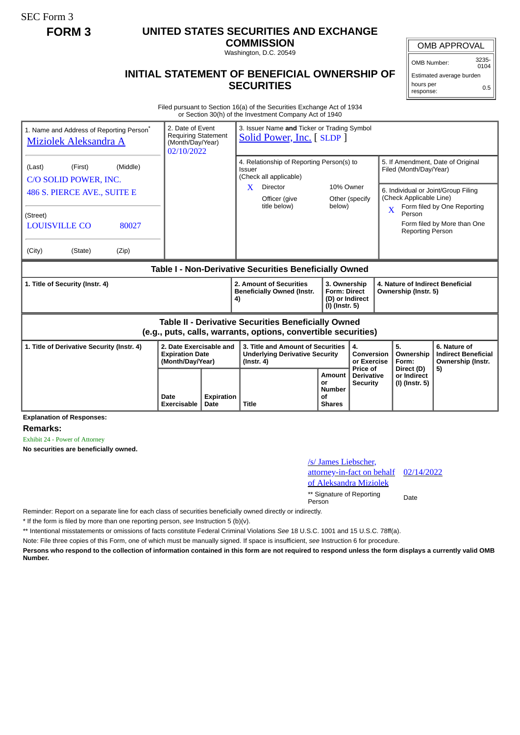SEC Form 3

# FORM 3

## UNITED STATES SECURITIES AND EXCHANGE COMMISSION

Washington, D.C. 20549

## INITIAL STATEMENT OF BENEFICIAL OWNERSHIP OF SECURITIES

| OMB APPROVAL | |
|---|---|
| OMB Number: | 3235-0104 |
| Estimated average burden | |
| hours per response: | 0.5 |

Filed pursuant to Section 16(a) of the Securities Exchange Act of 1934
or Section 30(h) of the Investment Company Act of 1940

| 1. Name and Address of Reporting Person* | 2. Date of Event Requiring Statement (Month/Day/Year) | 3. Issuer Name and Ticker or Trading Symbol |
|---|---|---|
| Miziolek Aleksandra A | 02/10/2022 | Solid Power, Inc. [ SLDP ] |
| (Last) (First) (Middle) | | 4. Relationship of Reporting Person(s) to Issuer (Check all applicable) |
| C/O SOLID POWER, INC. | | X Director |
| 486 S. PIERCE AVE., SUITE E | | 10% Owner |
| (Street) | | Officer (give title below) |
| LOUISVILLE CO 80027 | | Other (specify below) |
| (City) (State) (Zip) | | |

5. If Amendment, Date of Original Filed (Month/Day/Year)

6. Individual or Joint/Group Filing (Check Applicable Line)
- X Form filed by One Reporting Person
- Form filed by More than One Reporting Person

### Table I - Non-Derivative Securities Beneficially Owned

| 1. Title of Security (Instr. 4) | 2. Amount of Securities Beneficially Owned (Instr. 4) | 3. Ownership Form: Direct (D) or Indirect (I) (Instr. 5) | 4. Nature of Indirect Beneficial Ownership (Instr. 5) |
|---|---|---|---|

### Table II - Derivative Securities Beneficially Owned (e.g., puts, calls, warrants, options, convertible securities)

| 1. Title of Derivative Security (Instr. 4) | 2. Date Exercisable and Expiration Date (Month/Day/Year) | | 3. Title and Amount of Securities Underlying Derivative Security (Instr. 4) | | 4. Conversion or Exercise Price of Derivative Security | 5. Ownership Form: Direct (D) or Indirect (I) (Instr. 5) | 6. Nature of Indirect Beneficial Ownership (Instr. 5) |
|---|---|---|---|---|---|---|---|
| | Date Exercisable | Expiration Date | Title | Amount or Number of Shares | | | |

**Explanation of Responses:**

**Remarks:**

Exhibit 24 - Power of Attorney

**No securities are beneficially owned.**

| /s/ James Liebscher, attorney-in-fact on behalf of Aleksandra Miziolek | 02/14/2022 |
|---|---|
| ** Signature of Reporting Person | Date |

Reminder: Report on a separate line for each class of securities beneficially owned directly or indirectly.

\* If the form is filed by more than one reporting person, *see* Instruction 5 (b)(v).

** Intentional misstatements or omissions of facts constitute Federal Criminal Violations *See* 18 U.S.C. 1001 and 15 U.S.C. 78ff(a).

Note: File three copies of this Form, one of which must be manually signed. If space is insufficient, *see* Instruction 6 for procedure.

**Persons who respond to the collection of information contained in this form are not required to respond unless the form displays a currently valid OMB Number.**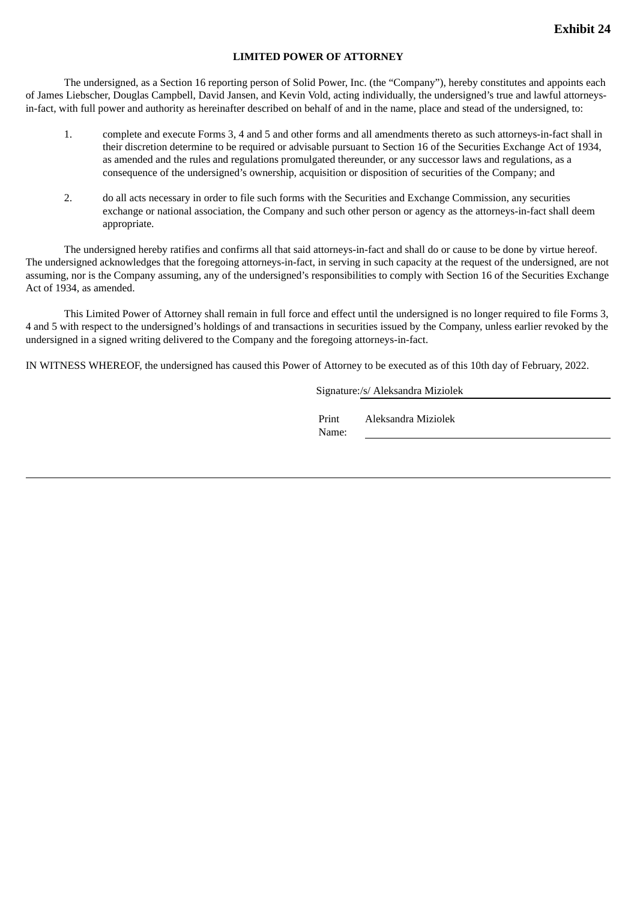**Exhibit 24**

**LIMITED POWER OF ATTORNEY**

The undersigned, as a Section 16 reporting person of Solid Power, Inc. (the "Company"), hereby constitutes and appoints each of James Liebscher, Douglas Campbell, David Jansen, and Kevin Vold, acting individually, the undersigned's true and lawful attorneys-in-fact, with full power and authority as hereinafter described on behalf of and in the name, place and stead of the undersigned, to:

1. complete and execute Forms 3, 4 and 5 and other forms and all amendments thereto as such attorneys-in-fact shall in their discretion determine to be required or advisable pursuant to Section 16 of the Securities Exchange Act of 1934, as amended and the rules and regulations promulgated thereunder, or any successor laws and regulations, as a consequence of the undersigned's ownership, acquisition or disposition of securities of the Company; and

2. do all acts necessary in order to file such forms with the Securities and Exchange Commission, any securities exchange or national association, the Company and such other person or agency as the attorneys-in-fact shall deem appropriate.

The undersigned hereby ratifies and confirms all that said attorneys-in-fact and shall do or cause to be done by virtue hereof. The undersigned acknowledges that the foregoing attorneys-in-fact, in serving in such capacity at the request of the undersigned, are not assuming, nor is the Company assuming, any of the undersigned's responsibilities to comply with Section 16 of the Securities Exchange Act of 1934, as amended.

This Limited Power of Attorney shall remain in full force and effect until the undersigned is no longer required to file Forms 3, 4 and 5 with respect to the undersigned's holdings of and transactions in securities issued by the Company, unless earlier revoked by the undersigned in a signed writing delivered to the Company and the foregoing attorneys-in-fact.

IN WITNESS WHEREOF, the undersigned has caused this Power of Attorney to be executed as of this 10th day of February, 2022.

Signature: /s/ Aleksandra Miziolek

Print Name: Aleksandra Miziolek